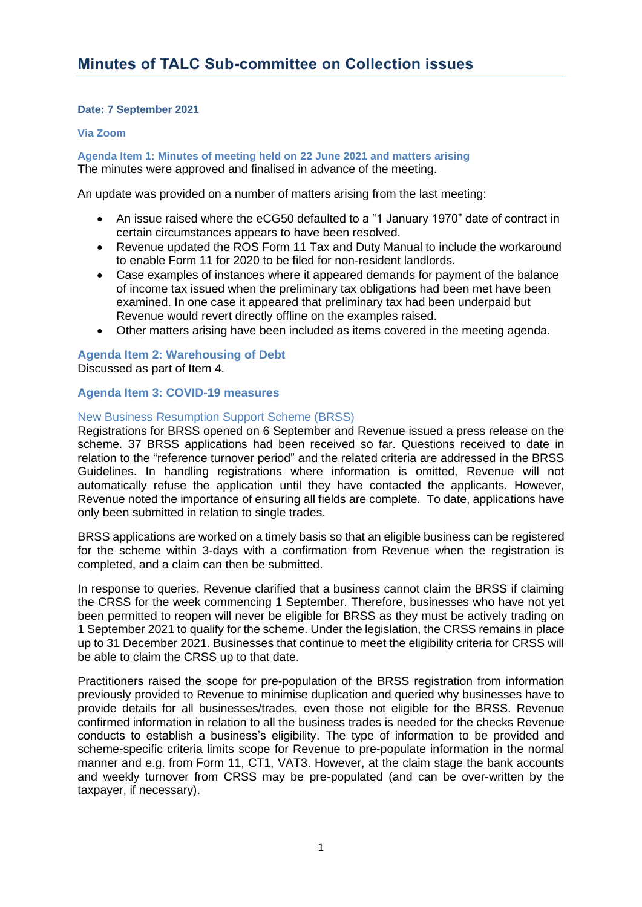# Minutes of TALC Sub-committee on Collection issues

**Date: 7 September 2021**

**Via Zoom**

### Agenda Item 1: Minutes of meeting held on 22 June 2021 and matters arising

The minutes were approved and finalised in advance of the meeting.

An update was provided on a number of matters arising from the last meeting:

- An issue raised where the eCG50 defaulted to a "1 January 1970" date of contract in certain circumstances appears to have been resolved.
- Revenue updated the ROS Form 11 Tax and Duty Manual to include the workaround to enable Form 11 for 2020 to be filed for non-resident landlords.
- Case examples of instances where it appeared demands for payment of the balance of income tax issued when the preliminary tax obligations had been met have been examined. In one case it appeared that preliminary tax had been underpaid but Revenue would revert directly offline on the examples raised.
- Other matters arising have been included as items covered in the meeting agenda.

### Agenda Item 2: Warehousing of Debt

Discussed as part of Item 4.

### Agenda Item 3: COVID-19 measures

#### New Business Resumption Support Scheme (BRSS)

Registrations for BRSS opened on 6 September and Revenue issued a press release on the scheme. 37 BRSS applications had been received so far. Questions received to date in relation to the "reference turnover period" and the related criteria are addressed in the BRSS Guidelines. In handling registrations where information is omitted, Revenue will not automatically refuse the application until they have contacted the applicants. However, Revenue noted the importance of ensuring all fields are complete. To date, applications have only been submitted in relation to single trades.

BRSS applications are worked on a timely basis so that an eligible business can be registered for the scheme within 3-days with a confirmation from Revenue when the registration is completed, and a claim can then be submitted.

In response to queries, Revenue clarified that a business cannot claim the BRSS if claiming the CRSS for the week commencing 1 September. Therefore, businesses who have not yet been permitted to reopen will never be eligible for BRSS as they must be actively trading on 1 September 2021 to qualify for the scheme. Under the legislation, the CRSS remains in place up to 31 December 2021. Businesses that continue to meet the eligibility criteria for CRSS will be able to claim the CRSS up to that date.

Practitioners raised the scope for pre-population of the BRSS registration from information previously provided to Revenue to minimise duplication and queried why businesses have to provide details for all businesses/trades, even those not eligible for the BRSS. Revenue confirmed information in relation to all the business trades is needed for the checks Revenue conducts to establish a business's eligibility. The type of information to be provided and scheme-specific criteria limits scope for Revenue to pre-populate information in the normal manner and e.g. from Form 11, CT1, VAT3. However, at the claim stage the bank accounts and weekly turnover from CRSS may be pre-populated (and can be over-written by the taxpayer, if necessary).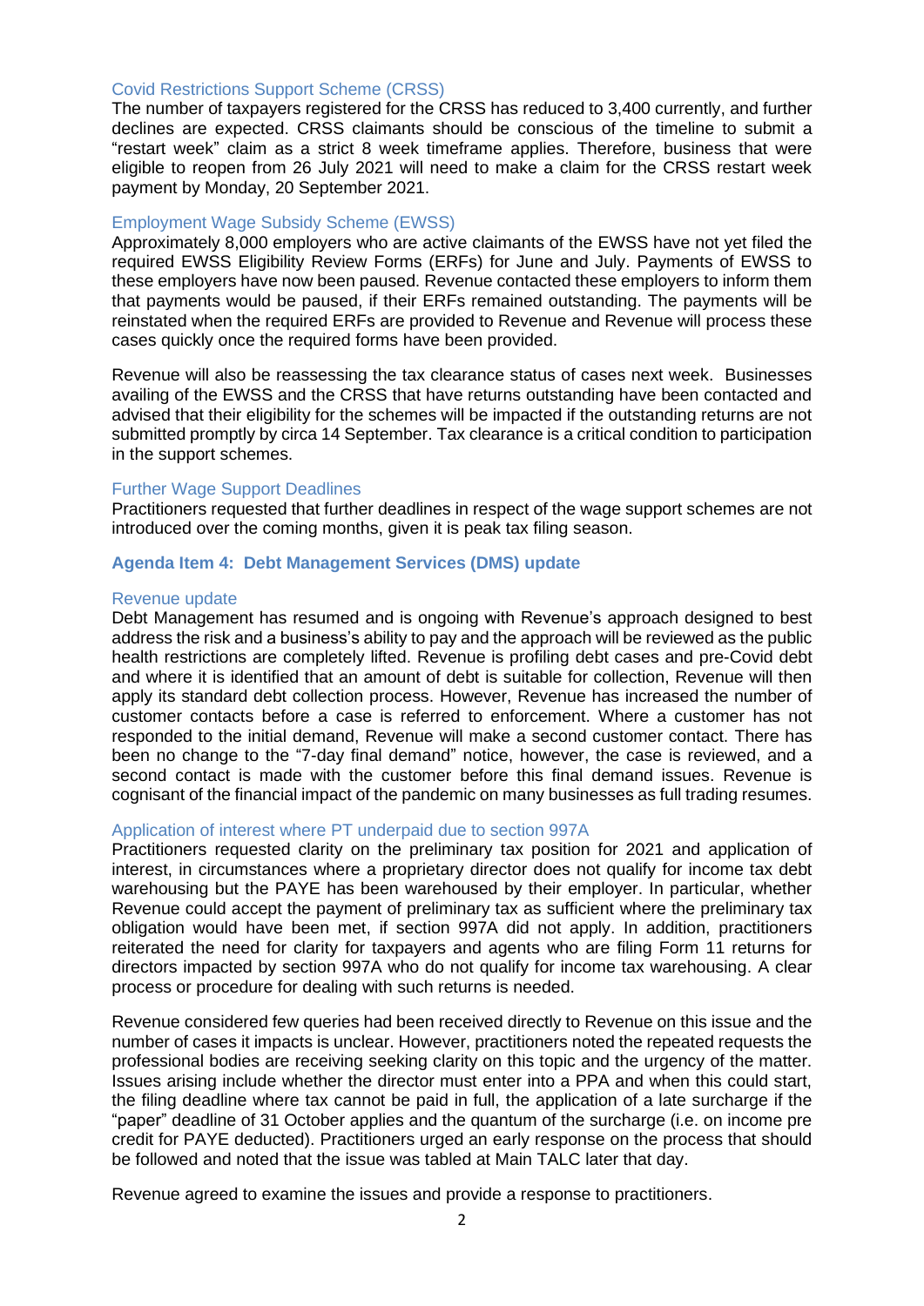### Covid Restrictions Support Scheme (CRSS)

The number of taxpayers registered for the CRSS has reduced to 3,400 currently, and further declines are expected. CRSS claimants should be conscious of the timeline to submit a "restart week" claim as a strict 8 week timeframe applies. Therefore, business that were eligible to reopen from 26 July 2021 will need to make a claim for the CRSS restart week payment by Monday, 20 September 2021.

### Employment Wage Subsidy Scheme (EWSS)

Approximately 8,000 employers who are active claimants of the EWSS have not yet filed the required EWSS Eligibility Review Forms (ERFs) for June and July. Payments of EWSS to these employers have now been paused. Revenue contacted these employers to inform them that payments would be paused, if their ERFs remained outstanding. The payments will be reinstated when the required ERFs are provided to Revenue and Revenue will process these cases quickly once the required forms have been provided.

Revenue will also be reassessing the tax clearance status of cases next week. Businesses availing of the EWSS and the CRSS that have returns outstanding have been contacted and advised that their eligibility for the schemes will be impacted if the outstanding returns are not submitted promptly by circa 14 September. Tax clearance is a critical condition to participation in the support schemes.

### Further Wage Support Deadlines

Practitioners requested that further deadlines in respect of the wage support schemes are not introduced over the coming months, given it is peak tax filing season.

## Agenda Item 4: Debt Management Services (DMS) update

### Revenue update

Debt Management has resumed and is ongoing with Revenue's approach designed to best address the risk and a business's ability to pay and the approach will be reviewed as the public health restrictions are completely lifted. Revenue is profiling debt cases and pre-Covid debt and where it is identified that an amount of debt is suitable for collection, Revenue will then apply its standard debt collection process. However, Revenue has increased the number of customer contacts before a case is referred to enforcement. Where a customer has not responded to the initial demand, Revenue will make a second customer contact. There has been no change to the "7-day final demand" notice, however, the case is reviewed, and a second contact is made with the customer before this final demand issues. Revenue is cognisant of the financial impact of the pandemic on many businesses as full trading resumes.

### Application of interest where PT underpaid due to section 997A

Practitioners requested clarity on the preliminary tax position for 2021 and application of interest, in circumstances where a proprietary director does not qualify for income tax debt warehousing but the PAYE has been warehoused by their employer. In particular, whether Revenue could accept the payment of preliminary tax as sufficient where the preliminary tax obligation would have been met, if section 997A did not apply. In addition, practitioners reiterated the need for clarity for taxpayers and agents who are filing Form 11 returns for directors impacted by section 997A who do not qualify for income tax warehousing. A clear process or procedure for dealing with such returns is needed.

Revenue considered few queries had been received directly to Revenue on this issue and the number of cases it impacts is unclear. However, practitioners noted the repeated requests the professional bodies are receiving seeking clarity on this topic and the urgency of the matter. Issues arising include whether the director must enter into a PPA and when this could start, the filing deadline where tax cannot be paid in full, the application of a late surcharge if the "paper" deadline of 31 October applies and the quantum of the surcharge (i.e. on income pre credit for PAYE deducted). Practitioners urged an early response on the process that should be followed and noted that the issue was tabled at Main TALC later that day.

Revenue agreed to examine the issues and provide a response to practitioners.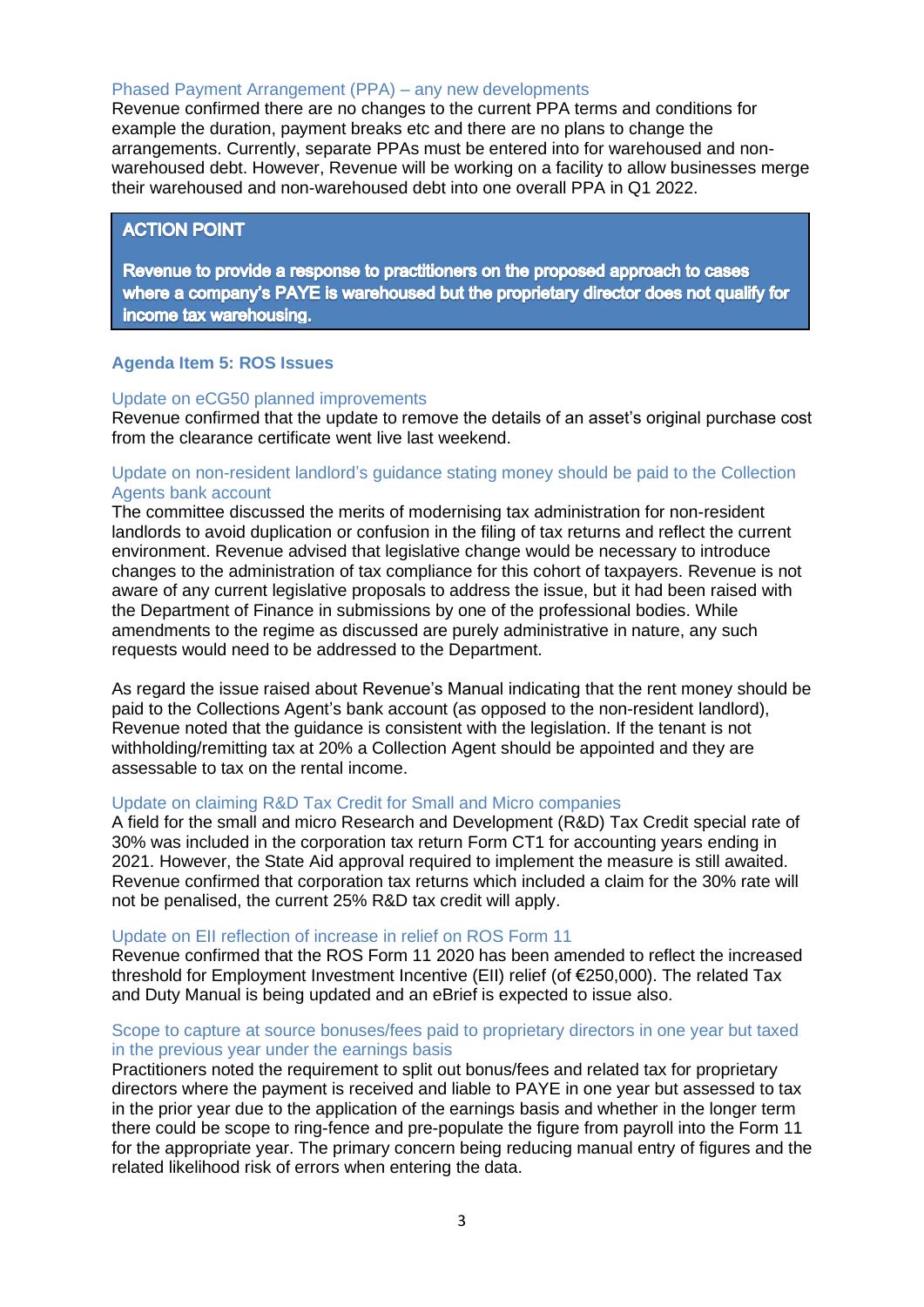### Phased Payment Arrangement (PPA) – any new developments

Revenue confirmed there are no changes to the current PPA terms and conditions for example the duration, payment breaks etc and there are no plans to change the arrangements. Currently, separate PPAs must be entered into for warehoused and non-warehoused debt. However, Revenue will be working on a facility to allow businesses merge their warehoused and non-warehoused debt into one overall PPA in Q1 2022.

> **ACTION POINT**
>
> **Revenue to provide a response to practitioners on the proposed approach to cases where a company's PAYE is warehoused but the proprietary director does not qualify for income tax warehousing.**

## Agenda Item 5: ROS Issues

### Update on eCG50 planned improvements

Revenue confirmed that the update to remove the details of an asset's original purchase cost from the clearance certificate went live last weekend.

### Update on non-resident landlord's guidance stating money should be paid to the Collection Agents bank account

The committee discussed the merits of modernising tax administration for non-resident landlords to avoid duplication or confusion in the filing of tax returns and reflect the current environment. Revenue advised that legislative change would be necessary to introduce changes to the administration of tax compliance for this cohort of taxpayers. Revenue is not aware of any current legislative proposals to address the issue, but it had been raised with the Department of Finance in submissions by one of the professional bodies. While amendments to the regime as discussed are purely administrative in nature, any such requests would need to be addressed to the Department.

As regard the issue raised about Revenue's Manual indicating that the rent money should be paid to the Collections Agent's bank account (as opposed to the non-resident landlord), Revenue noted that the guidance is consistent with the legislation. If the tenant is not withholding/remitting tax at 20% a Collection Agent should be appointed and they are assessable to tax on the rental income.

### Update on claiming R&D Tax Credit for Small and Micro companies

A field for the small and micro Research and Development (R&D) Tax Credit special rate of 30% was included in the corporation tax return Form CT1 for accounting years ending in 2021. However, the State Aid approval required to implement the measure is still awaited. Revenue confirmed that corporation tax returns which included a claim for the 30% rate will not be penalised, the current 25% R&D tax credit will apply.

### Update on EII reflection of increase in relief on ROS Form 11

Revenue confirmed that the ROS Form 11 2020 has been amended to reflect the increased threshold for Employment Investment Incentive (EII) relief (of €250,000). The related Tax and Duty Manual is being updated and an eBrief is expected to issue also.

### Scope to capture at source bonuses/fees paid to proprietary directors in one year but taxed in the previous year under the earnings basis

Practitioners noted the requirement to split out bonus/fees and related tax for proprietary directors where the payment is received and liable to PAYE in one year but assessed to tax in the prior year due to the application of the earnings basis and whether in the longer term there could be scope to ring-fence and pre-populate the figure from payroll into the Form 11 for the appropriate year. The primary concern being reducing manual entry of figures and the related likelihood risk of errors when entering the data.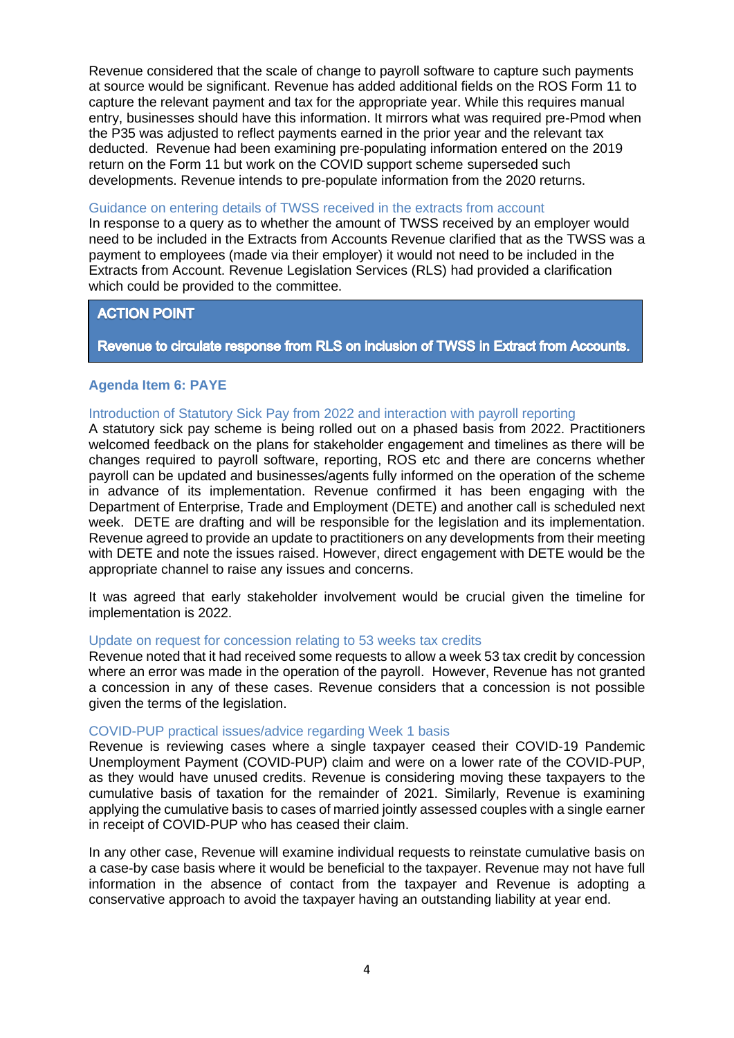Revenue considered that the scale of change to payroll software to capture such payments at source would be significant. Revenue has added additional fields on the ROS Form 11 to capture the relevant payment and tax for the appropriate year. While this requires manual entry, businesses should have this information. It mirrors what was required pre-Pmod when the P35 was adjusted to reflect payments earned in the prior year and the relevant tax deducted. Revenue had been examining pre-populating information entered on the 2019 return on the Form 11 but work on the COVID support scheme superseded such developments. Revenue intends to pre-populate information from the 2020 returns.

#### Guidance on entering details of TWSS received in the extracts from account

In response to a query as to whether the amount of TWSS received by an employer would need to be included in the Extracts from Accounts Revenue clarified that as the TWSS was a payment to employees (made via their employer) it would not need to be included in the Extracts from Account. Revenue Legislation Services (RLS) had provided a clarification which could be provided to the committee.

> **ACTION POINT**
>
> **Revenue to circulate response from RLS on inclusion of TWSS in Extract from Accounts.**

### Agenda Item 6: PAYE

#### Introduction of Statutory Sick Pay from 2022 and interaction with payroll reporting

A statutory sick pay scheme is being rolled out on a phased basis from 2022. Practitioners welcomed feedback on the plans for stakeholder engagement and timelines as there will be changes required to payroll software, reporting, ROS etc and there are concerns whether payroll can be updated and businesses/agents fully informed on the operation of the scheme in advance of its implementation. Revenue confirmed it has been engaging with the Department of Enterprise, Trade and Employment (DETE) and another call is scheduled next week. DETE are drafting and will be responsible for the legislation and its implementation. Revenue agreed to provide an update to practitioners on any developments from their meeting with DETE and note the issues raised. However, direct engagement with DETE would be the appropriate channel to raise any issues and concerns.

It was agreed that early stakeholder involvement would be crucial given the timeline for implementation is 2022.

#### Update on request for concession relating to 53 weeks tax credits

Revenue noted that it had received some requests to allow a week 53 tax credit by concession where an error was made in the operation of the payroll. However, Revenue has not granted a concession in any of these cases. Revenue considers that a concession is not possible given the terms of the legislation.

#### COVID-PUP practical issues/advice regarding Week 1 basis

Revenue is reviewing cases where a single taxpayer ceased their COVID-19 Pandemic Unemployment Payment (COVID-PUP) claim and were on a lower rate of the COVID-PUP, as they would have unused credits. Revenue is considering moving these taxpayers to the cumulative basis of taxation for the remainder of 2021. Similarly, Revenue is examining applying the cumulative basis to cases of married jointly assessed couples with a single earner in receipt of COVID-PUP who has ceased their claim.

In any other case, Revenue will examine individual requests to reinstate cumulative basis on a case-by case basis where it would be beneficial to the taxpayer. Revenue may not have full information in the absence of contact from the taxpayer and Revenue is adopting a conservative approach to avoid the taxpayer having an outstanding liability at year end.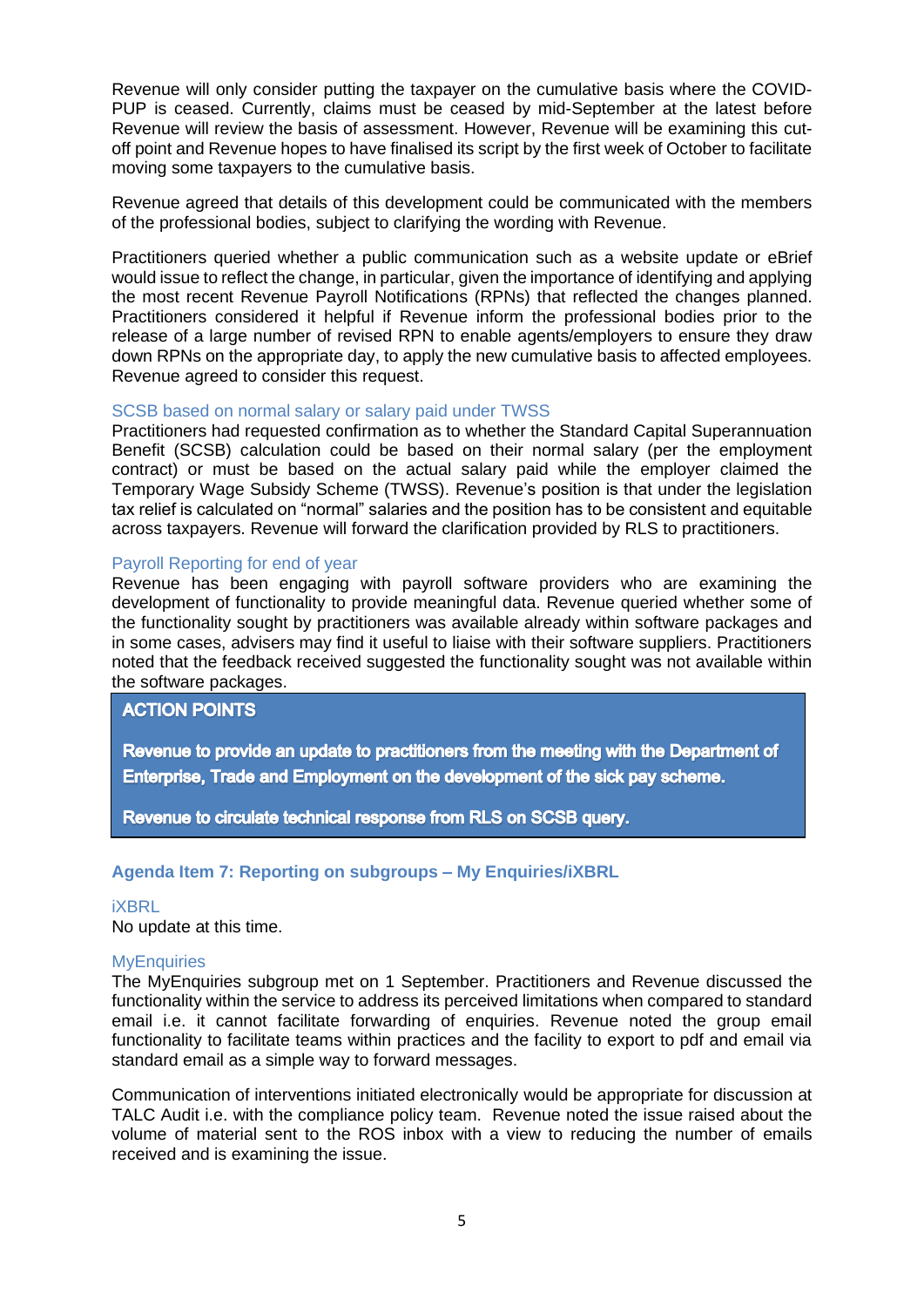Revenue will only consider putting the taxpayer on the cumulative basis where the COVID-PUP is ceased. Currently, claims must be ceased by mid-September at the latest before Revenue will review the basis of assessment. However, Revenue will be examining this cut-off point and Revenue hopes to have finalised its script by the first week of October to facilitate moving some taxpayers to the cumulative basis.

Revenue agreed that details of this development could be communicated with the members of the professional bodies, subject to clarifying the wording with Revenue.

Practitioners queried whether a public communication such as a website update or eBrief would issue to reflect the change, in particular, given the importance of identifying and applying the most recent Revenue Payroll Notifications (RPNs) that reflected the changes planned. Practitioners considered it helpful if Revenue inform the professional bodies prior to the release of a large number of revised RPN to enable agents/employers to ensure they draw down RPNs on the appropriate day, to apply the new cumulative basis to affected employees. Revenue agreed to consider this request.

#### SCSB based on normal salary or salary paid under TWSS

Practitioners had requested confirmation as to whether the Standard Capital Superannuation Benefit (SCSB) calculation could be based on their normal salary (per the employment contract) or must be based on the actual salary paid while the employer claimed the Temporary Wage Subsidy Scheme (TWSS). Revenue's position is that under the legislation tax relief is calculated on "normal" salaries and the position has to be consistent and equitable across taxpayers. Revenue will forward the clarification provided by RLS to practitioners.

#### Payroll Reporting for end of year

Revenue has been engaging with payroll software providers who are examining the development of functionality to provide meaningful data. Revenue queried whether some of the functionality sought by practitioners was available already within software packages and in some cases, advisers may find it useful to liaise with their software suppliers. Practitioners noted that the feedback received suggested the functionality sought was not available within the software packages.

**ACTION POINTS**

**Revenue to provide an update to practitioners from the meeting with the Department of Enterprise, Trade and Employment on the development of the sick pay scheme.**

**Revenue to circulate technical response from RLS on SCSB query.**

### Agenda Item 7: Reporting on subgroups – My Enquiries/iXBRL

#### iXBRL

No update at this time.

#### MyEnquiries

The MyEnquiries subgroup met on 1 September. Practitioners and Revenue discussed the functionality within the service to address its perceived limitations when compared to standard email i.e. it cannot facilitate forwarding of enquiries. Revenue noted the group email functionality to facilitate teams within practices and the facility to export to pdf and email via standard email as a simple way to forward messages.

Communication of interventions initiated electronically would be appropriate for discussion at TALC Audit i.e. with the compliance policy team. Revenue noted the issue raised about the volume of material sent to the ROS inbox with a view to reducing the number of emails received and is examining the issue.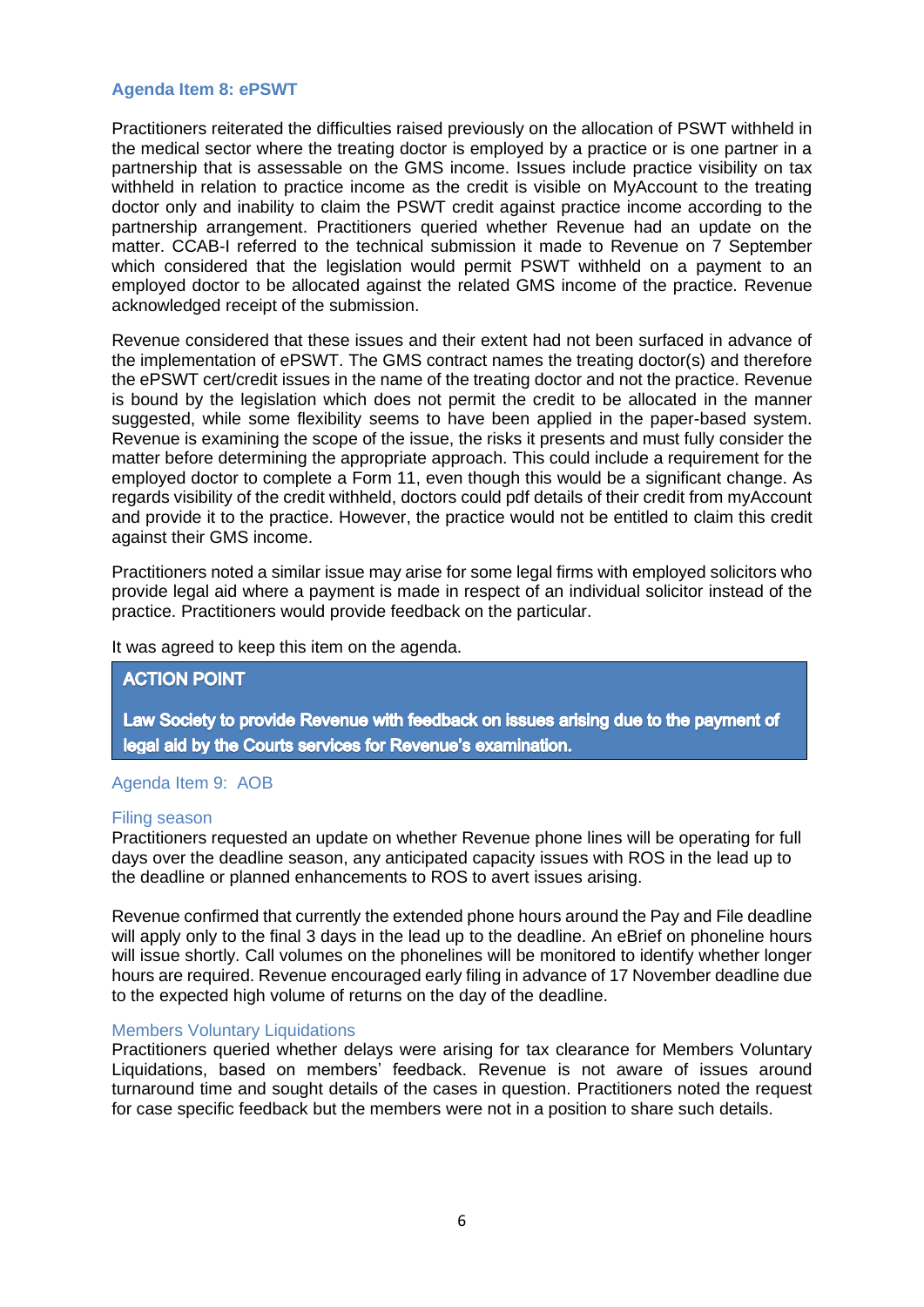### Agenda Item 8: ePSWT

Practitioners reiterated the difficulties raised previously on the allocation of PSWT withheld in the medical sector where the treating doctor is employed by a practice or is one partner in a partnership that is assessable on the GMS income. Issues include practice visibility on tax withheld in relation to practice income as the credit is visible on MyAccount to the treating doctor only and inability to claim the PSWT credit against practice income according to the partnership arrangement. Practitioners queried whether Revenue had an update on the matter. CCAB-I referred to the technical submission it made to Revenue on 7 September which considered that the legislation would permit PSWT withheld on a payment to an employed doctor to be allocated against the related GMS income of the practice. Revenue acknowledged receipt of the submission.

Revenue considered that these issues and their extent had not been surfaced in advance of the implementation of ePSWT. The GMS contract names the treating doctor(s) and therefore the ePSWT cert/credit issues in the name of the treating doctor and not the practice. Revenue is bound by the legislation which does not permit the credit to be allocated in the manner suggested, while some flexibility seems to have been applied in the paper-based system. Revenue is examining the scope of the issue, the risks it presents and must fully consider the matter before determining the appropriate approach. This could include a requirement for the employed doctor to complete a Form 11, even though this would be a significant change. As regards visibility of the credit withheld, doctors could pdf details of their credit from myAccount and provide it to the practice. However, the practice would not be entitled to claim this credit against their GMS income.

Practitioners noted a similar issue may arise for some legal firms with employed solicitors who provide legal aid where a payment is made in respect of an individual solicitor instead of the practice. Practitioners would provide feedback on the particular.

It was agreed to keep this item on the agenda.

> **ACTION POINT**
>
> **Law Society to provide Revenue with feedback on issues arising due to the payment of legal aid by the Courts services for Revenue's examination.**

### Agenda Item 9: AOB

#### Filing season

Practitioners requested an update on whether Revenue phone lines will be operating for full days over the deadline season, any anticipated capacity issues with ROS in the lead up to the deadline or planned enhancements to ROS to avert issues arising.

Revenue confirmed that currently the extended phone hours around the Pay and File deadline will apply only to the final 3 days in the lead up to the deadline. An eBrief on phoneline hours will issue shortly. Call volumes on the phonelines will be monitored to identify whether longer hours are required. Revenue encouraged early filing in advance of 17 November deadline due to the expected high volume of returns on the day of the deadline.

#### Members Voluntary Liquidations

Practitioners queried whether delays were arising for tax clearance for Members Voluntary Liquidations, based on members' feedback. Revenue is not aware of issues around turnaround time and sought details of the cases in question. Practitioners noted the request for case specific feedback but the members were not in a position to share such details.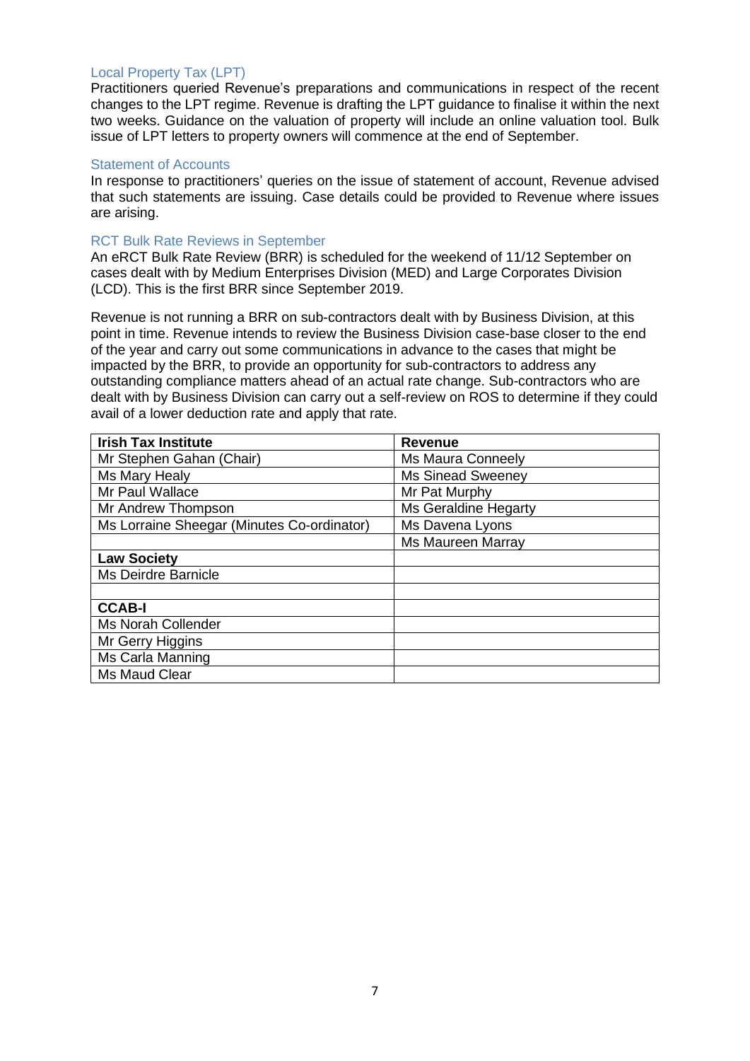### Local Property Tax (LPT)

Practitioners queried Revenue's preparations and communications in respect of the recent changes to the LPT regime. Revenue is drafting the LPT guidance to finalise it within the next two weeks. Guidance on the valuation of property will include an online valuation tool. Bulk issue of LPT letters to property owners will commence at the end of September.

### Statement of Accounts

In response to practitioners' queries on the issue of statement of account, Revenue advised that such statements are issuing. Case details could be provided to Revenue where issues are arising.

### RCT Bulk Rate Reviews in September

An eRCT Bulk Rate Review (BRR) is scheduled for the weekend of 11/12 September on cases dealt with by Medium Enterprises Division (MED) and Large Corporates Division (LCD). This is the first BRR since September 2019.

Revenue is not running a BRR on sub-contractors dealt with by Business Division, at this point in time. Revenue intends to review the Business Division case-base closer to the end of the year and carry out some communications in advance to the cases that might be impacted by the BRR, to provide an opportunity for sub-contractors to address any outstanding compliance matters ahead of an actual rate change. Sub-contractors who are dealt with by Business Division can carry out a self-review on ROS to determine if they could avail of a lower deduction rate and apply that rate.

| **Irish Tax Institute** | **Revenue** |
|---|---|
| Mr Stephen Gahan (Chair) | Ms Maura Conneely |
| Ms Mary Healy | Ms Sinead Sweeney |
| Mr Paul Wallace | Mr Pat Murphy |
| Mr Andrew Thompson | Ms Geraldine Hegarty |
| Ms Lorraine Sheegar (Minutes Co-ordinator) | Ms Davena Lyons |
| | Ms Maureen Marray |
| **Law Society** | |
| Ms Deirdre Barnicle | |
| | |
| **CCAB-I** | |
| Ms Norah Collender | |
| Mr Gerry Higgins | |
| Ms Carla Manning | |
| Ms Maud Clear | |